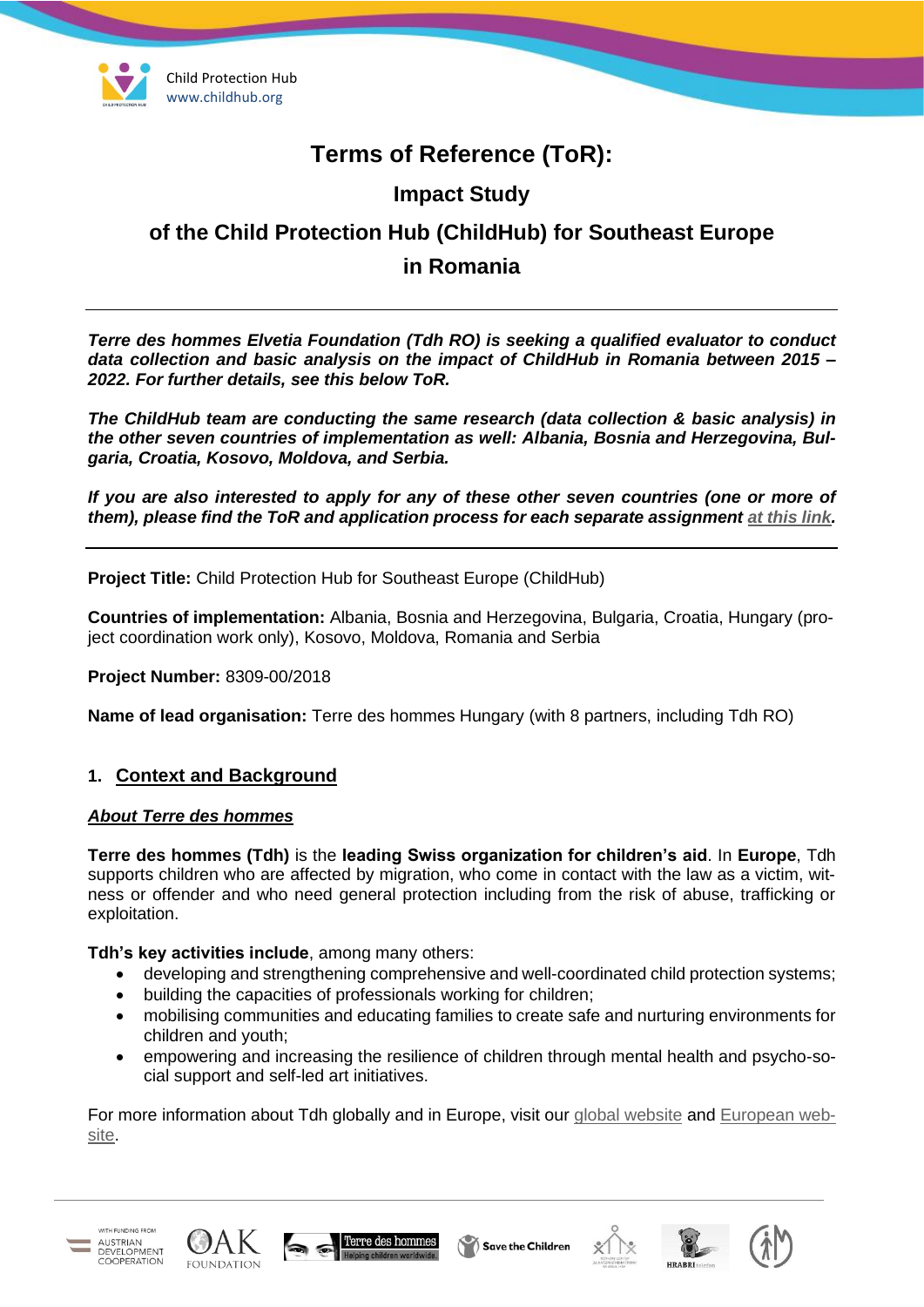Child Protection Hub
www.childhub.org

# Terms of Reference (ToR):

## Impact Study

## of the Child Protection Hub (ChildHub) for Southeast Europe

## in Romania

---

***Terre des hommes Elvetia Foundation (Tdh RO) is seeking a qualified evaluator to conduct data collection and basic analysis on the impact of ChildHub in Romania between 2015 – 2022. For further details, see this below ToR.***

***The ChildHub team are conducting the same research (data collection & basic analysis) in the other seven countries of implementation as well: Albania, Bosnia and Herzegovina, Bulgaria, Croatia, Kosovo, Moldova, and Serbia.***

***If you are also interested to apply for any of these other seven countries (one or more of them), please find the ToR and application process for each separate assignment at this link.***

---

**Project Title:** Child Protection Hub for Southeast Europe (ChildHub)

**Countries of implementation:** Albania, Bosnia and Herzegovina, Bulgaria, Croatia, Hungary (project coordination work only), Kosovo, Moldova, Romania and Serbia

**Project Number:** 8309-00/2018

**Name of lead organisation:** Terre des hommes Hungary (with 8 partners, including Tdh RO)

### 1. Context and Background

***About Terre des hommes***

**Terre des hommes (Tdh)** is the **leading Swiss organization for children's aid**. In **Europe**, Tdh supports children who are affected by migration, who come in contact with the law as a victim, witness or offender and who need general protection including from the risk of abuse, trafficking or exploitation.

**Tdh's key activities include**, among many others:

- developing and strengthening comprehensive and well-coordinated child protection systems;
- building the capacities of professionals working for children;
- mobilising communities and educating families to create safe and nurturing environments for children and youth;
- empowering and increasing the resilience of children through mental health and psycho-social support and self-led art initiatives.

For more information about Tdh globally and in Europe, visit our global website and European website.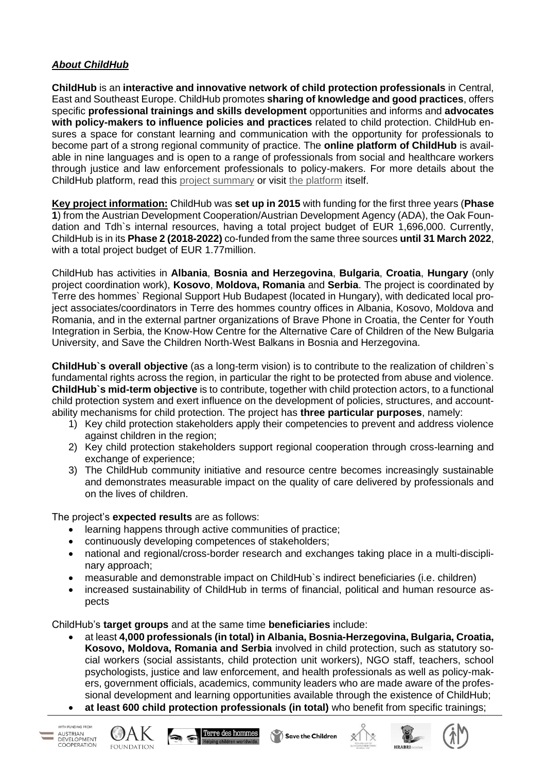***About ChildHub***

**ChildHub** is an **interactive and innovative network of child protection professionals** in Central, East and Southeast Europe. ChildHub promotes **sharing of knowledge and good practices**, offers specific **professional trainings and skills development** opportunities and informs and **advocates with policy-makers to influence policies and practices** related to child protection. ChildHub ensures a space for constant learning and communication with the opportunity for professionals to become part of a strong regional community of practice. The **online platform of ChildHub** is available in nine languages and is open to a range of professionals from social and healthcare workers through justice and law enforcement professionals to policy-makers. For more details about the ChildHub platform, read this project summary or visit the platform itself.

**Key project information:** ChildHub was **set up in 2015** with funding for the first three years (**Phase 1**) from the Austrian Development Cooperation/Austrian Development Agency (ADA), the Oak Foundation and Tdh`s internal resources, having a total project budget of EUR 1,696,000. Currently, ChildHub is in its **Phase 2 (2018-2022)** co-funded from the same three sources **until 31 March 2022**, with a total project budget of EUR 1.77million.

ChildHub has activities in **Albania**, **Bosnia and Herzegovina**, **Bulgaria**, **Croatia**, **Hungary** (only project coordination work), **Kosovo**, **Moldova, Romania** and **Serbia**. The project is coordinated by Terre des hommes` Regional Support Hub Budapest (located in Hungary), with dedicated local project associates/coordinators in Terre des hommes country offices in Albania, Kosovo, Moldova and Romania, and in the external partner organizations of Brave Phone in Croatia, the Center for Youth Integration in Serbia, the Know-How Centre for the Alternative Care of Children of the New Bulgaria University, and Save the Children North-West Balkans in Bosnia and Herzegovina.

**ChildHub`s overall objective** (as a long-term vision) is to contribute to the realization of children`s fundamental rights across the region, in particular the right to be protected from abuse and violence. **ChildHub`s mid-term objective** is to contribute, together with child protection actors, to a functional child protection system and exert influence on the development of policies, structures, and accountability mechanisms for child protection. The project has **three particular purposes**, namely:

1) Key child protection stakeholders apply their competencies to prevent and address violence against children in the region;
2) Key child protection stakeholders support regional cooperation through cross-learning and exchange of experience;
3) The ChildHub community initiative and resource centre becomes increasingly sustainable and demonstrates measurable impact on the quality of care delivered by professionals and on the lives of children.

The project's **expected results** are as follows:

- learning happens through active communities of practice;
- continuously developing competences of stakeholders;
- national and regional/cross-border research and exchanges taking place in a multi-disciplinary approach;
- measurable and demonstrable impact on ChildHub`s indirect beneficiaries (i.e. children)
- increased sustainability of ChildHub in terms of financial, political and human resource aspects

ChildHub's **target groups** and at the same time **beneficiaries** include:

- at least **4,000 professionals (in total) in Albania, Bosnia-Herzegovina, Bulgaria, Croatia, Kosovo, Moldova, Romania and Serbia** involved in child protection, such as statutory social workers (social assistants, child protection unit workers), NGO staff, teachers, school psychologists, justice and law enforcement, and health professionals as well as policy-makers, government officials, academics, community leaders who are made aware of the professional development and learning opportunities available through the existence of ChildHub;
- **at least 600 child protection professionals (in total)** who benefit from specific trainings;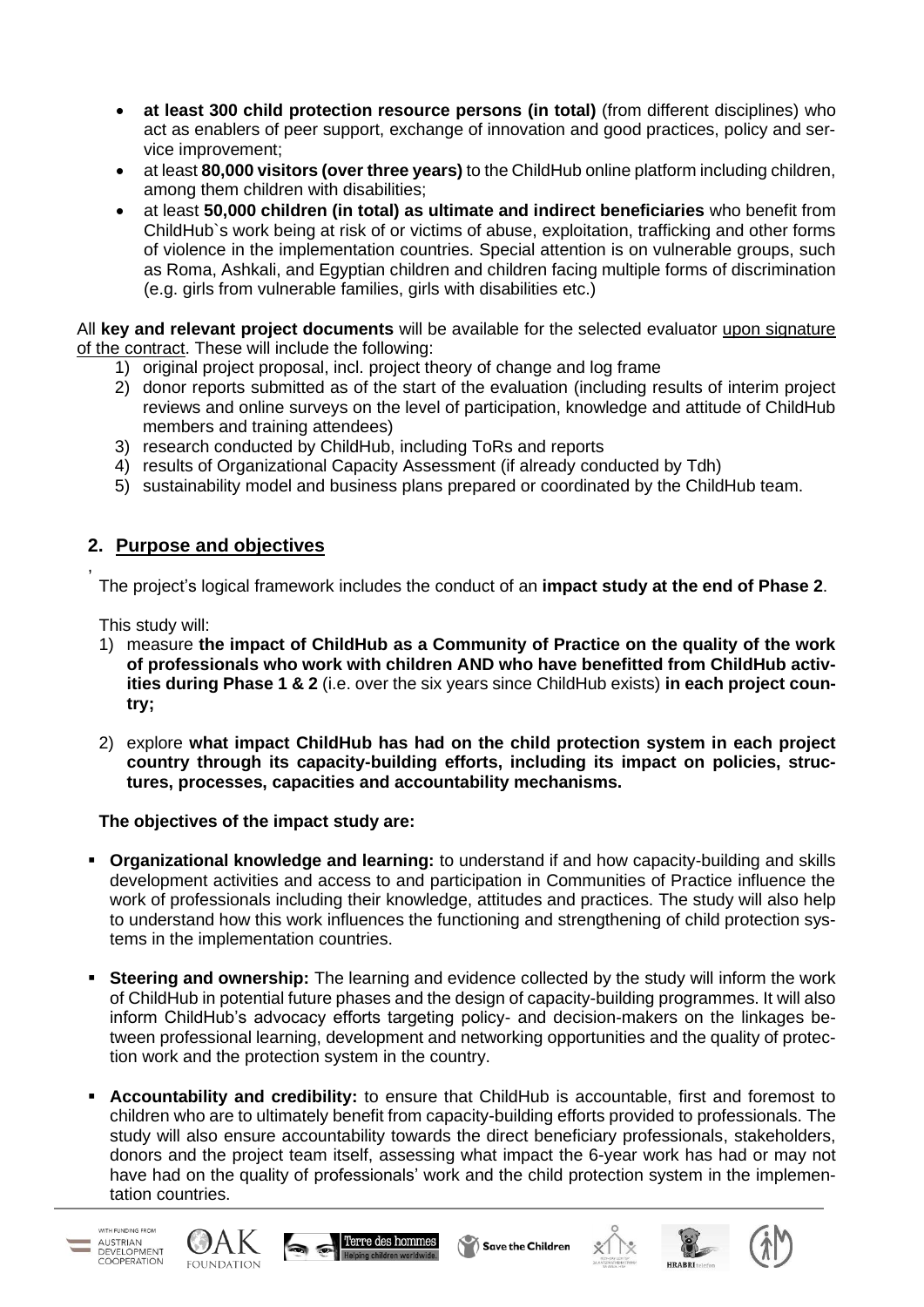- **at least 300 child protection resource persons (in total)** (from different disciplines) who act as enablers of peer support, exchange of innovation and good practices, policy and service improvement;
- at least **80,000 visitors (over three years)** to the ChildHub online platform including children, among them children with disabilities;
- at least **50,000 children (in total) as ultimate and indirect beneficiaries** who benefit from ChildHub`s work being at risk of or victims of abuse, exploitation, trafficking and other forms of violence in the implementation countries. Special attention is on vulnerable groups, such as Roma, Ashkali, and Egyptian children and children facing multiple forms of discrimination (e.g. girls from vulnerable families, girls with disabilities etc.)

All **key and relevant project documents** will be available for the selected evaluator upon signature of the contract. These will include the following:

1) original project proposal, incl. project theory of change and log frame
2) donor reports submitted as of the start of the evaluation (including results of interim project reviews and online surveys on the level of participation, knowledge and attitude of ChildHub members and training attendees)
3) research conducted by ChildHub, including ToRs and reports
4) results of Organizational Capacity Assessment (if already conducted by Tdh)
5) sustainability model and business plans prepared or coordinated by the ChildHub team.

## 2. Purpose and objectives

The project's logical framework includes the conduct of an **impact study at the end of Phase 2**.

This study will:

1) measure **the impact of ChildHub as a Community of Practice on the quality of the work of professionals who work with children AND who have benefitted from ChildHub activities during Phase 1 & 2** (i.e. over the six years since ChildHub exists) **in each project country;**
2) explore **what impact ChildHub has had on the child protection system in each project country through its capacity-building efforts, including its impact on policies, structures, processes, capacities and accountability mechanisms.**

**The objectives of the impact study are:**

- **Organizational knowledge and learning:** to understand if and how capacity-building and skills development activities and access to and participation in Communities of Practice influence the work of professionals including their knowledge, attitudes and practices. The study will also help to understand how this work influences the functioning and strengthening of child protection systems in the implementation countries.
- **Steering and ownership:** The learning and evidence collected by the study will inform the work of ChildHub in potential future phases and the design of capacity-building programmes. It will also inform ChildHub's advocacy efforts targeting policy- and decision-makers on the linkages between professional learning, development and networking opportunities and the quality of protection work and the protection system in the country.
- **Accountability and credibility:** to ensure that ChildHub is accountable, first and foremost to children who are to ultimately benefit from capacity-building efforts provided to professionals. The study will also ensure accountability towards the direct beneficiary professionals, stakeholders, donors and the project team itself, assessing what impact the 6-year work has had or may not have had on the quality of professionals' work and the child protection system in the implementation countries.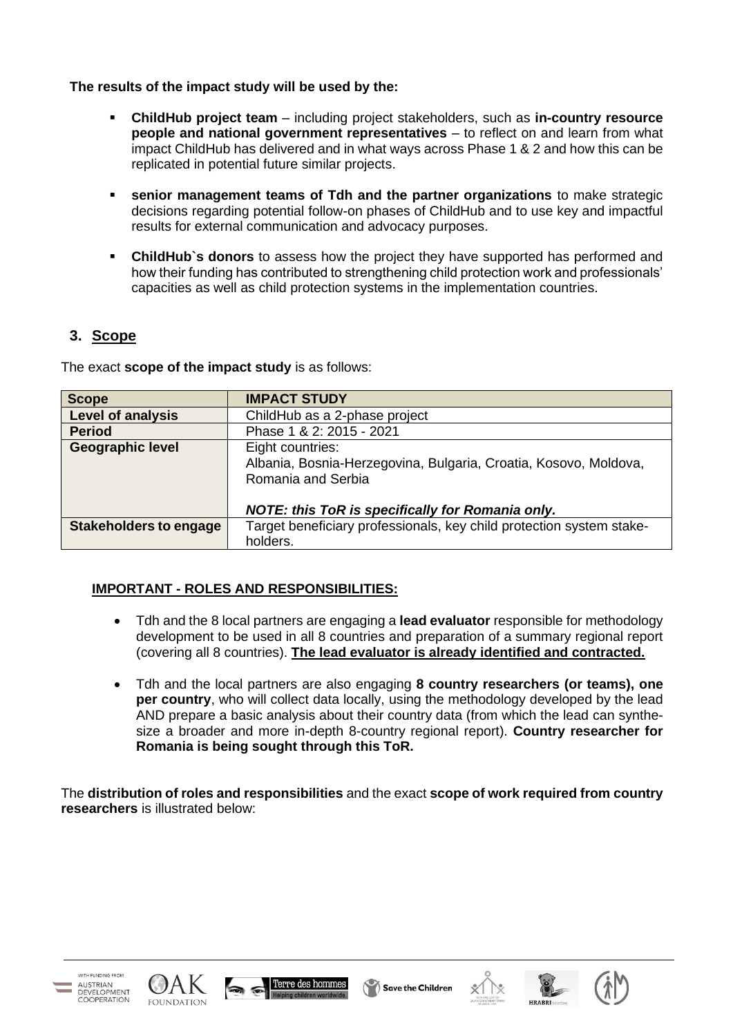**The results of the impact study will be used by the:**

- **ChildHub project team** – including project stakeholders, such as **in-country resource people and national government representatives** – to reflect on and learn from what impact ChildHub has delivered and in what ways across Phase 1 & 2 and how this can be replicated in potential future similar projects.

- **senior management teams of Tdh and the partner organizations** to make strategic decisions regarding potential follow-on phases of ChildHub and to use key and impactful results for external communication and advocacy purposes.

- **ChildHub`s donors** to assess how the project they have supported has performed and how their funding has contributed to strengthening child protection work and professionals' capacities as well as child protection systems in the implementation countries.

## 3. Scope

The exact **scope of the impact study** is as follows:

| Scope | IMPACT STUDY |
|---|---|
| **Level of analysis** | ChildHub as a 2-phase project |
| **Period** | Phase 1 & 2: 2015 - 2021 |
| **Geographic level** | Eight countries:<br>Albania, Bosnia-Herzegovina, Bulgaria, Croatia, Kosovo, Moldova, Romania and Serbia<br><br>***NOTE: this ToR is specifically for Romania only.*** |
| **Stakeholders to engage** | Target beneficiary professionals, key child protection system stake-holders. |

**IMPORTANT - ROLES AND RESPONSIBILITIES:**

- Tdh and the 8 local partners are engaging a **lead evaluator** responsible for methodology development to be used in all 8 countries and preparation of a summary regional report (covering all 8 countries). **The lead evaluator is already identified and contracted.**

- Tdh and the local partners are also engaging **8 country researchers (or teams), one per country**, who will collect data locally, using the methodology developed by the lead AND prepare a basic analysis about their country data (from which the lead can synthesize a broader and more in-depth 8-country regional report). **Country researcher for Romania is being sought through this ToR.**

The **distribution of roles and responsibilities** and the exact **scope of work required from country researchers** is illustrated below: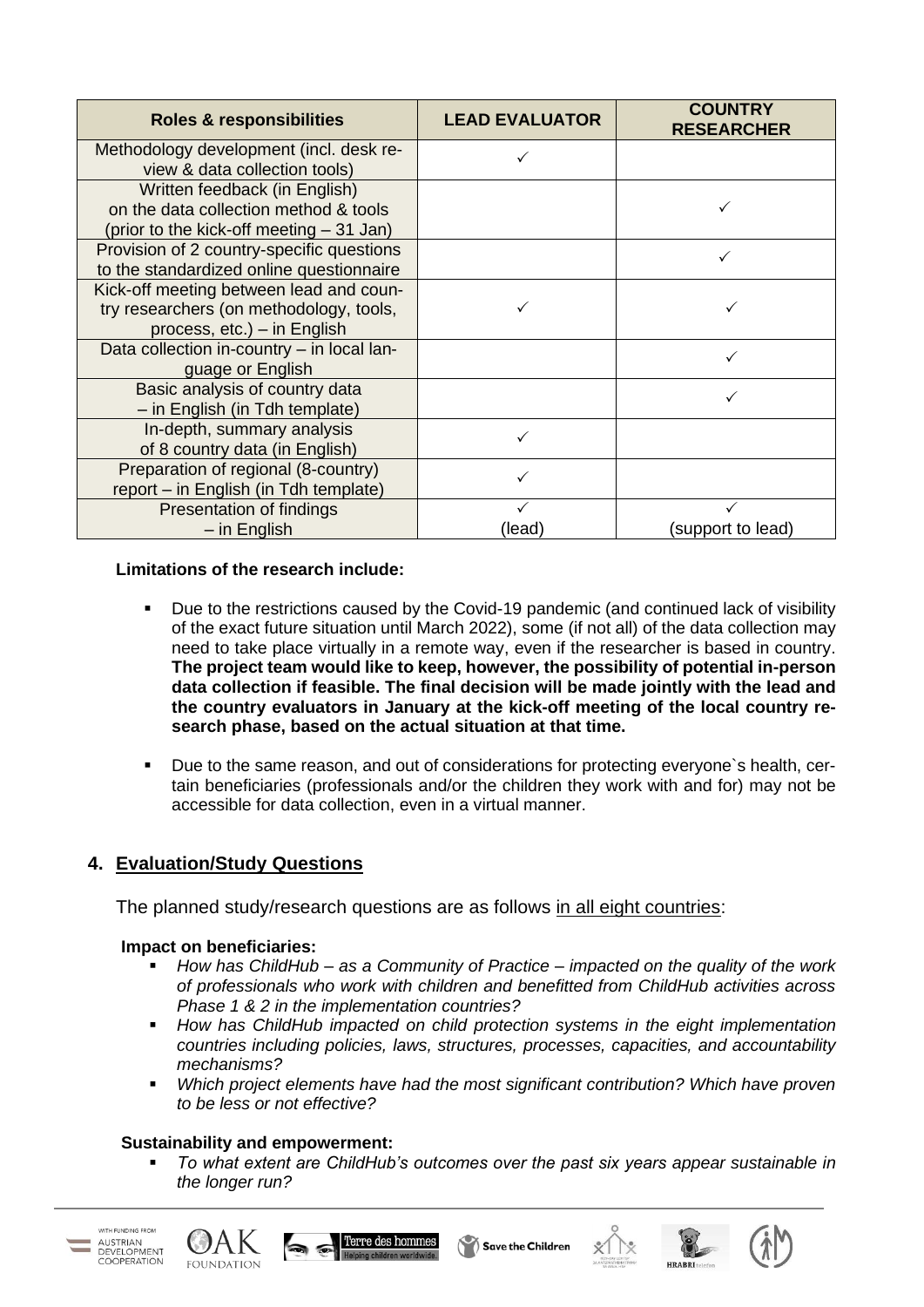| Roles & responsibilities | LEAD EVALUATOR | COUNTRY RESEARCHER |
|---|---|---|
| Methodology development (incl. desk review & data collection tools) | ✓ | |
| Written feedback (in English) on the data collection method & tools (prior to the kick-off meeting – 31 Jan) | | ✓ |
| Provision of 2 country-specific questions to the standardized online questionnaire | | ✓ |
| Kick-off meeting between lead and country researchers (on methodology, tools, process, etc.) – in English | ✓ | ✓ |
| Data collection in-country – in local language or English | | ✓ |
| Basic analysis of country data – in English (in Tdh template) | | ✓ |
| In-depth, summary analysis of 8 country data (in English) | ✓ | |
| Preparation of regional (8-country) report – in English (in Tdh template) | ✓ | |
| Presentation of findings – in English | ✓ (lead) | ✓ (support to lead) |

**Limitations of the research include:**

- Due to the restrictions caused by the Covid-19 pandemic (and continued lack of visibility of the exact future situation until March 2022), some (if not all) of the data collection may need to take place virtually in a remote way, even if the researcher is based in country. **The project team would like to keep, however, the possibility of potential in-person data collection if feasible. The final decision will be made jointly with the lead and the country evaluators in January at the kick-off meeting of the local country research phase, based on the actual situation at that time.**
- Due to the same reason, and out of considerations for protecting everyone`s health, certain beneficiaries (professionals and/or the children they work with and for) may not be accessible for data collection, even in a virtual manner.

## 4. Evaluation/Study Questions

The planned study/research questions are as follows in all eight countries:

**Impact on beneficiaries:**

- *How has ChildHub – as a Community of Practice – impacted on the quality of the work of professionals who work with children and benefitted from ChildHub activities across Phase 1 & 2 in the implementation countries?*
- *How has ChildHub impacted on child protection systems in the eight implementation countries including policies, laws, structures, processes, capacities, and accountability mechanisms?*
- *Which project elements have had the most significant contribution? Which have proven to be less or not effective?*

**Sustainability and empowerment:**

- *To what extent are ChildHub's outcomes over the past six years appear sustainable in the longer run?*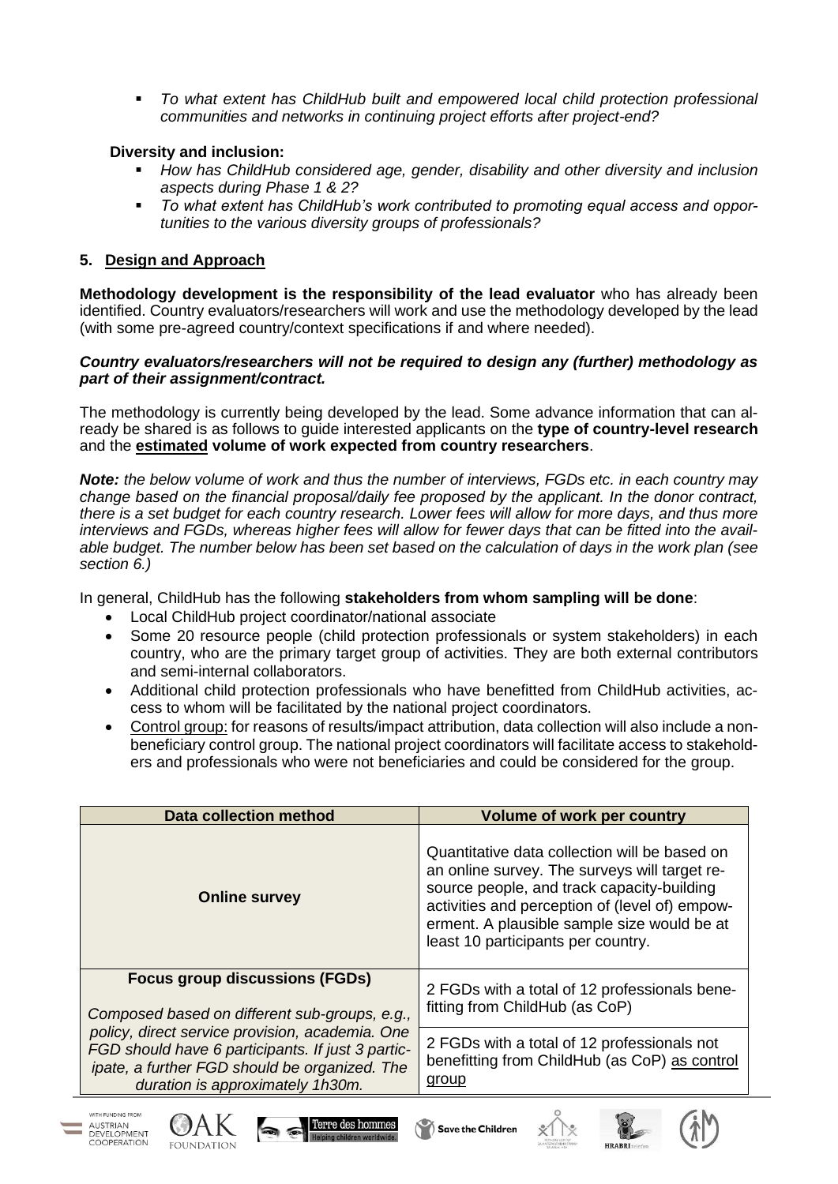- *To what extent has ChildHub built and empowered local child protection professional communities and networks in continuing project efforts after project-end?*

**Diversity and inclusion:**

- *How has ChildHub considered age, gender, disability and other diversity and inclusion aspects during Phase 1 & 2?*
- *To what extent has ChildHub's work contributed to promoting equal access and opportunities to the various diversity groups of professionals?*

## 5. Design and Approach

**Methodology development is the responsibility of the lead evaluator** who has already been identified. Country evaluators/researchers will work and use the methodology developed by the lead (with some pre-agreed country/context specifications if and where needed).

***Country evaluators/researchers will not be required to design any (further) methodology as part of their assignment/contract.***

The methodology is currently being developed by the lead. Some advance information that can already be shared is as follows to guide interested applicants on the **type of country-level research** and the **estimated volume of work expected from country researchers**.

***Note:*** *the below volume of work and thus the number of interviews, FGDs etc. in each country may change based on the financial proposal/daily fee proposed by the applicant. In the donor contract, there is a set budget for each country research. Lower fees will allow for more days, and thus more interviews and FGDs, whereas higher fees will allow for fewer days that can be fitted into the available budget. The number below has been set based on the calculation of days in the work plan (see section 6.)*

In general, ChildHub has the following **stakeholders from whom sampling will be done**:

- Local ChildHub project coordinator/national associate
- Some 20 resource people (child protection professionals or system stakeholders) in each country, who are the primary target group of activities. They are both external contributors and semi-internal collaborators.
- Additional child protection professionals who have benefitted from ChildHub activities, access to whom will be facilitated by the national project coordinators.
- Control group: for reasons of results/impact attribution, data collection will also include a non-beneficiary control group. The national project coordinators will facilitate access to stakeholders and professionals who were not beneficiaries and could be considered for the group.

| Data collection method | Volume of work per country |
|---|---|
| **Online survey** | Quantitative data collection will be based on an online survey. The surveys will target resource people, and track capacity-building activities and perception of (level of) empowerment. A plausible sample size would be at least 10 participants per country. |
| **Focus group discussions (FGDs)** *Composed based on different sub-groups, e.g., policy, direct service provision, academia. One FGD should have 6 participants. If just 3 participate, a further FGD should be organized. The duration is approximately 1h30m.* | 2 FGDs with a total of 12 professionals benefitting from ChildHub (as CoP) |
| | 2 FGDs with a total of 12 professionals not benefitting from ChildHub (as CoP) as control group |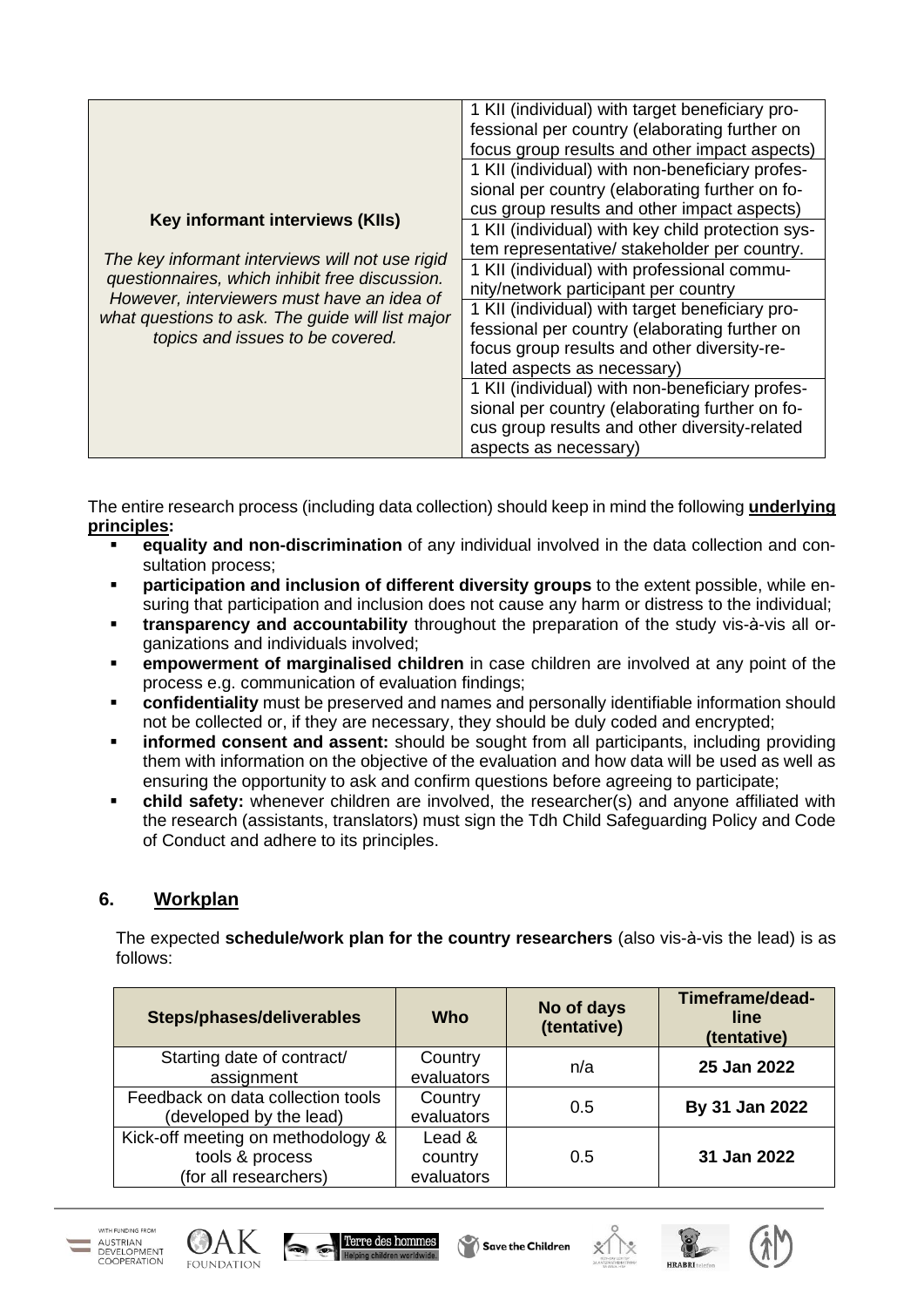| Key informant interviews (KIIs) *The key informant interviews will not use rigid questionnaires, which inhibit free discussion. However, interviewers must have an idea of what questions to ask. The guide will list major topics and issues to be covered.* | |
|---|---|
| | 1 KII (individual) with target beneficiary professional per country (elaborating further on focus group results and other impact aspects) |
| | 1 KII (individual) with non-beneficiary professional per country (elaborating further on focus group results and other impact aspects) |
| | 1 KII (individual) with key child protection system representative/ stakeholder per country. |
| | 1 KII (individual) with professional community/network participant per country |
| | 1 KII (individual) with target beneficiary professional per country (elaborating further on focus group results and other diversity-related aspects as necessary) |
| | 1 KII (individual) with non-beneficiary professional per country (elaborating further on focus group results and other diversity-related aspects as necessary) |

The entire research process (including data collection) should keep in mind the following **underlying principles:**

- **equality and non-discrimination** of any individual involved in the data collection and consultation process;
- **participation and inclusion of different diversity groups** to the extent possible, while ensuring that participation and inclusion does not cause any harm or distress to the individual;
- **transparency and accountability** throughout the preparation of the study vis-à-vis all organizations and individuals involved;
- **empowerment of marginalised children** in case children are involved at any point of the process e.g. communication of evaluation findings;
- **confidentiality** must be preserved and names and personally identifiable information should not be collected or, if they are necessary, they should be duly coded and encrypted;
- **informed consent and assent:** should be sought from all participants, including providing them with information on the objective of the evaluation and how data will be used as well as ensuring the opportunity to ask and confirm questions before agreeing to participate;
- **child safety:** whenever children are involved, the researcher(s) and anyone affiliated with the research (assistants, translators) must sign the Tdh Child Safeguarding Policy and Code of Conduct and adhere to its principles.

## 6. Workplan

The expected **schedule/work plan for the country researchers** (also vis-à-vis the lead) is as follows:

| Steps/phases/deliverables | Who | No of days (tentative) | Timeframe/deadline (tentative) |
|---|---|---|---|
| Starting date of contract/ assignment | Country evaluators | n/a | **25 Jan 2022** |
| Feedback on data collection tools (developed by the lead) | Country evaluators | 0.5 | **By 31 Jan 2022** |
| Kick-off meeting on methodology & tools & process (for all researchers) | Lead & country evaluators | 0.5 | **31 Jan 2022** |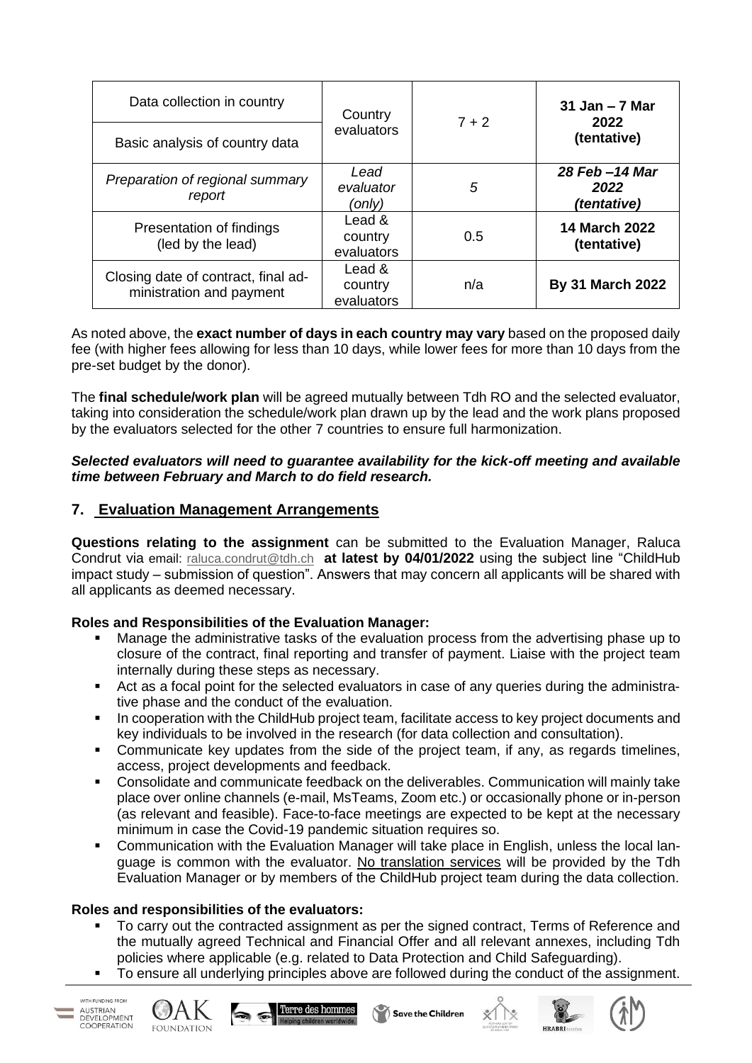| Data collection in country | Country evaluators | 7 + 2 | **31 Jan – 7 Mar 2022 (tentative)** |
|---|---|---|---|
| Basic analysis of country data | | | |
| *Preparation of regional summary report* | *Lead evaluator (only)* | *5* | ***28 Feb –14 Mar 2022 (tentative)*** |
| Presentation of findings (led by the lead) | Lead & country evaluators | 0.5 | **14 March 2022 (tentative)** |
| Closing date of contract, final ad-ministration and payment | Lead & country evaluators | n/a | **By 31 March 2022** |

As noted above, the **exact number of days in each country may vary** based on the proposed daily fee (with higher fees allowing for less than 10 days, while lower fees for more than 10 days from the pre-set budget by the donor).

The **final schedule/work plan** will be agreed mutually between Tdh RO and the selected evaluator, taking into consideration the schedule/work plan drawn up by the lead and the work plans proposed by the evaluators selected for the other 7 countries to ensure full harmonization.

***Selected evaluators will need to guarantee availability for the kick-off meeting and available time between February and March to do field research.***

## 7. Evaluation Management Arrangements

**Questions relating to the assignment** can be submitted to the Evaluation Manager, Raluca Condrut via email: raluca.condrut@tdh.ch **at latest by 04/01/2022** using the subject line "ChildHub impact study – submission of question". Answers that may concern all applicants will be shared with all applicants as deemed necessary.

**Roles and Responsibilities of the Evaluation Manager:**

- Manage the administrative tasks of the evaluation process from the advertising phase up to closure of the contract, final reporting and transfer of payment. Liaise with the project team internally during these steps as necessary.
- Act as a focal point for the selected evaluators in case of any queries during the administrative phase and the conduct of the evaluation.
- In cooperation with the ChildHub project team, facilitate access to key project documents and key individuals to be involved in the research (for data collection and consultation).
- Communicate key updates from the side of the project team, if any, as regards timelines, access, project developments and feedback.
- Consolidate and communicate feedback on the deliverables. Communication will mainly take place over online channels (e-mail, MsTeams, Zoom etc.) or occasionally phone or in-person (as relevant and feasible). Face-to-face meetings are expected to be kept at the necessary minimum in case the Covid-19 pandemic situation requires so.
- Communication with the Evaluation Manager will take place in English, unless the local language is common with the evaluator. No translation services will be provided by the Tdh Evaluation Manager or by members of the ChildHub project team during the data collection.

**Roles and responsibilities of the evaluators:**

- To carry out the contracted assignment as per the signed contract, Terms of Reference and the mutually agreed Technical and Financial Offer and all relevant annexes, including Tdh policies where applicable (e.g. related to Data Protection and Child Safeguarding).
- To ensure all underlying principles above are followed during the conduct of the assignment.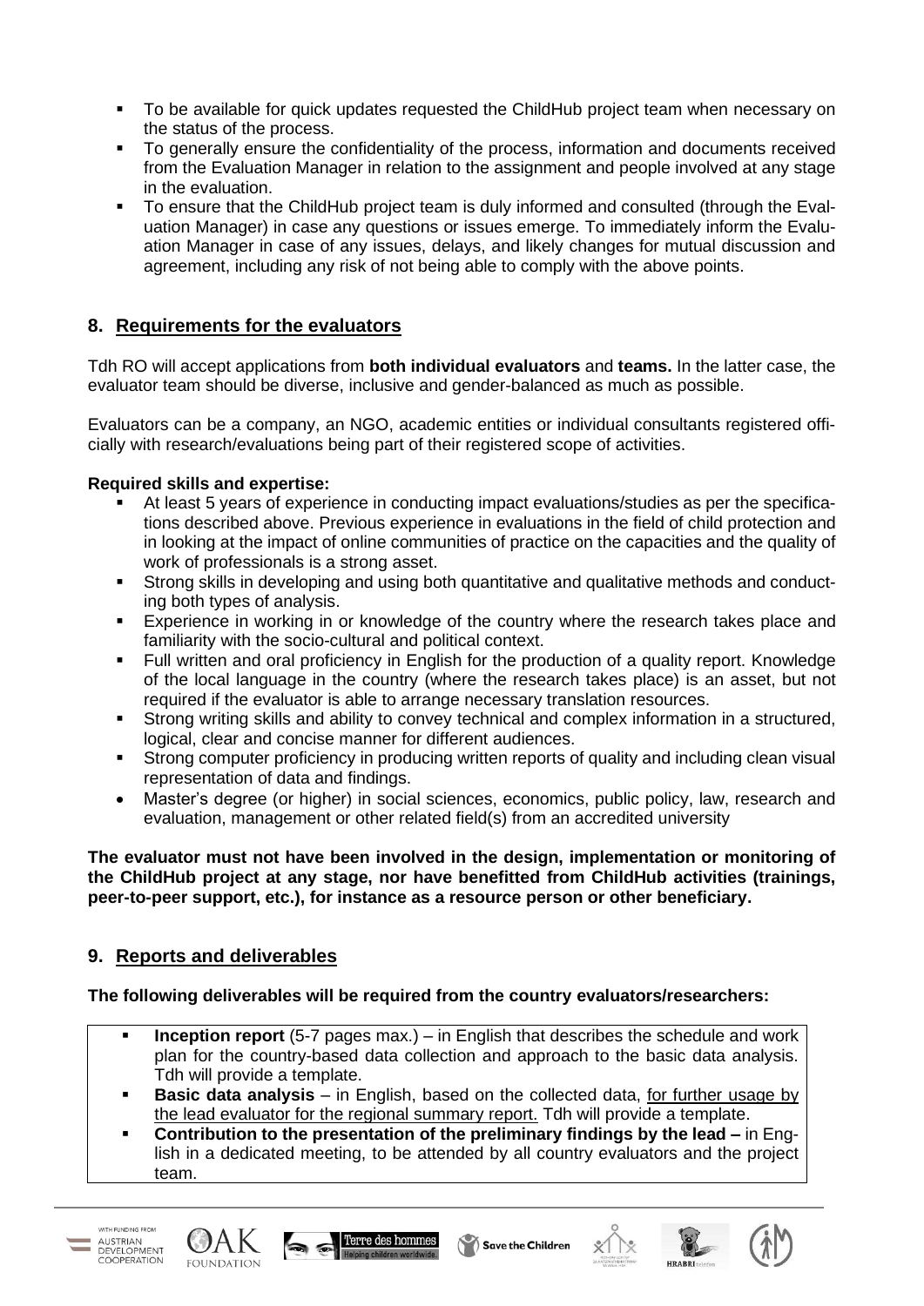- To be available for quick updates requested the ChildHub project team when necessary on the status of the process.
- To generally ensure the confidentiality of the process, information and documents received from the Evaluation Manager in relation to the assignment and people involved at any stage in the evaluation.
- To ensure that the ChildHub project team is duly informed and consulted (through the Evaluation Manager) in case any questions or issues emerge. To immediately inform the Evaluation Manager in case of any issues, delays, and likely changes for mutual discussion and agreement, including any risk of not being able to comply with the above points.

## 8. Requirements for the evaluators

Tdh RO will accept applications from **both individual evaluators** and **teams.** In the latter case, the evaluator team should be diverse, inclusive and gender-balanced as much as possible.

Evaluators can be a company, an NGO, academic entities or individual consultants registered officially with research/evaluations being part of their registered scope of activities.

**Required skills and expertise:**

- At least 5 years of experience in conducting impact evaluations/studies as per the specifications described above. Previous experience in evaluations in the field of child protection and in looking at the impact of online communities of practice on the capacities and the quality of work of professionals is a strong asset.
- Strong skills in developing and using both quantitative and qualitative methods and conducting both types of analysis.
- Experience in working in or knowledge of the country where the research takes place and familiarity with the socio-cultural and political context.
- Full written and oral proficiency in English for the production of a quality report. Knowledge of the local language in the country (where the research takes place) is an asset, but not required if the evaluator is able to arrange necessary translation resources.
- Strong writing skills and ability to convey technical and complex information in a structured, logical, clear and concise manner for different audiences.
- Strong computer proficiency in producing written reports of quality and including clean visual representation of data and findings.
- Master's degree (or higher) in social sciences, economics, public policy, law, research and evaluation, management or other related field(s) from an accredited university

**The evaluator must not have been involved in the design, implementation or monitoring of the ChildHub project at any stage, nor have benefitted from ChildHub activities (trainings, peer-to-peer support, etc.), for instance as a resource person or other beneficiary.**

## 9. Reports and deliverables

**The following deliverables will be required from the country evaluators/researchers:**

- **Inception report** (5-7 pages max.) – in English that describes the schedule and work plan for the country-based data collection and approach to the basic data analysis. Tdh will provide a template.
- **Basic data analysis** – in English, based on the collected data, for further usage by the lead evaluator for the regional summary report. Tdh will provide a template.
- **Contribution to the presentation of the preliminary findings by the lead –** in English in a dedicated meeting, to be attended by all country evaluators and the project team.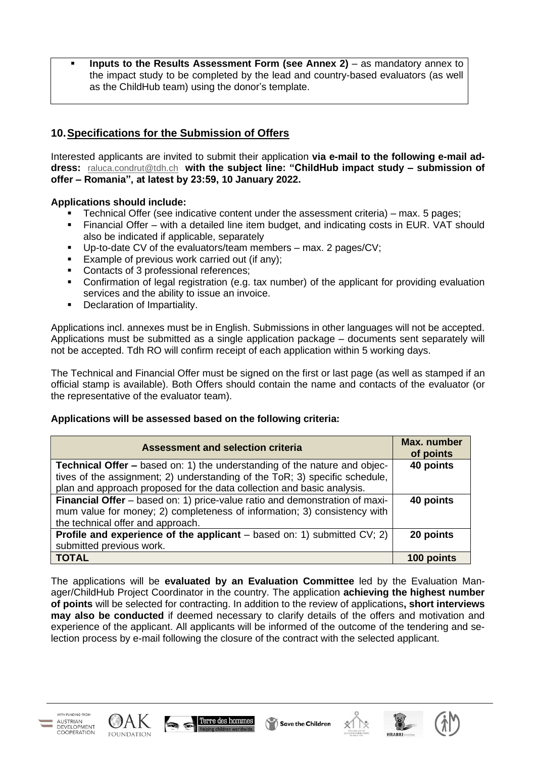- **Inputs to the Results Assessment Form (see Annex 2)** – as mandatory annex to the impact study to be completed by the lead and country-based evaluators (as well as the ChildHub team) using the donor's template.

## 10. Specifications for the Submission of Offers

Interested applicants are invited to submit their application **via e-mail to the following e-mail address:** raluca.condrut@tdh.ch **with the subject line: "ChildHub impact study – submission of offer – Romania", at latest by 23:59, 10 January 2022.**

**Applications should include:**

- Technical Offer (see indicative content under the assessment criteria) – max. 5 pages;
- Financial Offer – with a detailed line item budget, and indicating costs in EUR. VAT should also be indicated if applicable, separately
- Up-to-date CV of the evaluators/team members – max. 2 pages/CV;
- Example of previous work carried out (if any);
- Contacts of 3 professional references;
- Confirmation of legal registration (e.g. tax number) of the applicant for providing evaluation services and the ability to issue an invoice.
- Declaration of Impartiality.

Applications incl. annexes must be in English. Submissions in other languages will not be accepted. Applications must be submitted as a single application package – documents sent separately will not be accepted. Tdh RO will confirm receipt of each application within 5 working days.

The Technical and Financial Offer must be signed on the first or last page (as well as stamped if an official stamp is available). Both Offers should contain the name and contacts of the evaluator (or the representative of the evaluator team).

**Applications will be assessed based on the following criteria:**

| Assessment and selection criteria | Max. number of points |
|---|---|
| **Technical Offer –** based on: 1) the understanding of the nature and objectives of the assignment; 2) understanding of the ToR; 3) specific schedule, plan and approach proposed for the data collection and basic analysis. | **40 points** |
| **Financial Offer** – based on: 1) price-value ratio and demonstration of maximum value for money; 2) completeness of information; 3) consistency with the technical offer and approach. | **40 points** |
| **Profile and experience of the applicant** – based on: 1) submitted CV; 2) submitted previous work. | **20 points** |
| **TOTAL** | **100 points** |

The applications will be **evaluated by an Evaluation Committee** led by the Evaluation Manager/ChildHub Project Coordinator in the country. The application **achieving the highest number of points** will be selected for contracting. In addition to the review of applications**, short interviews may also be conducted** if deemed necessary to clarify details of the offers and motivation and experience of the applicant. All applicants will be informed of the outcome of the tendering and selection process by e-mail following the closure of the contract with the selected applicant.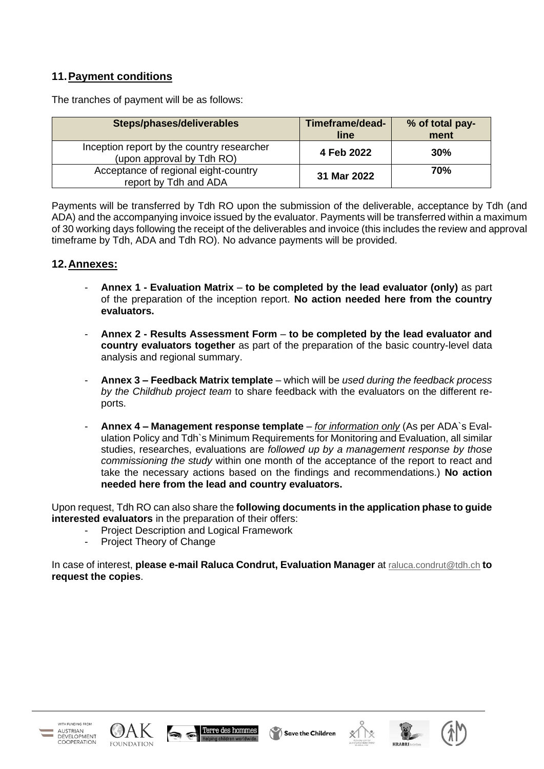## 11. Payment conditions

The tranches of payment will be as follows:

| Steps/phases/deliverables | Timeframe/deadline | % of total payment |
|---|---|---|
| Inception report by the country researcher (upon approval by Tdh RO) | 4 Feb 2022 | 30% |
| Acceptance of regional eight-country report by Tdh and ADA | 31 Mar 2022 | 70% |

Payments will be transferred by Tdh RO upon the submission of the deliverable, acceptance by Tdh (and ADA) and the accompanying invoice issued by the evaluator. Payments will be transferred within a maximum of 30 working days following the receipt of the deliverables and invoice (this includes the review and approval timeframe by Tdh, ADA and Tdh RO). No advance payments will be provided.

## 12. Annexes:

- **Annex 1 - Evaluation Matrix** – **to be completed by the lead evaluator (only)** as part of the preparation of the inception report. **No action needed here from the country evaluators.**
- **Annex 2 - Results Assessment Form** – **to be completed by the lead evaluator and country evaluators together** as part of the preparation of the basic country-level data analysis and regional summary.
- **Annex 3 – Feedback Matrix template** – which will be *used during the feedback process by the Childhub project team* to share feedback with the evaluators on the different reports.
- **Annex 4 – Management response template** – *for information only* (As per ADA`s Evaluation Policy and Tdh`s Minimum Requirements for Monitoring and Evaluation, all similar studies, researches, evaluations are *followed up by a management response by those commissioning the study* within one month of the acceptance of the report to react and take the necessary actions based on the findings and recommendations.) **No action needed here from the lead and country evaluators.**

Upon request, Tdh RO can also share the **following documents in the application phase to guide interested evaluators** in the preparation of their offers:

- Project Description and Logical Framework
- Project Theory of Change

In case of interest, **please e-mail Raluca Condrut, Evaluation Manager** at raluca.condrut@tdh.ch **to request the copies**.